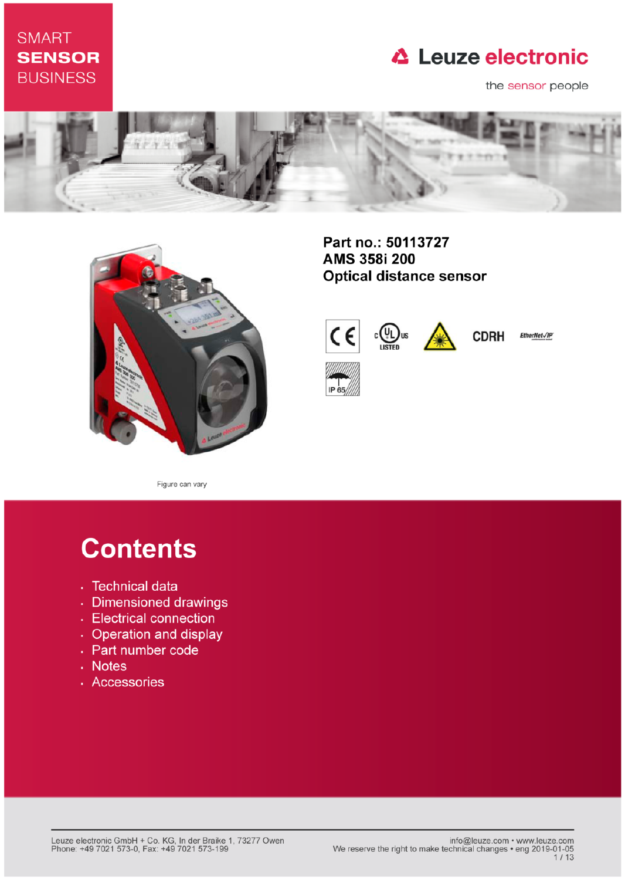SMART
**SENSOR**
BUSINESS

Leuze electronic

the sensor people

# Part no.: 50113727
# AMS 358i 200
# Optical distance sensor

Figure can vary

## Contents

- Technical data
- Dimensioned drawings
- Electrical connection
- Operation and display
- Part number code
- Notes
- Accessories

Leuze electronic GmbH + Co. KG, In der Braike 1, 73277 Owen
Phone: +49 7021 573-0, Fax: +49 7021 573-199

info@leuze.com • www.leuze.com
We reserve the right to make technical changes • eng 2019-01-05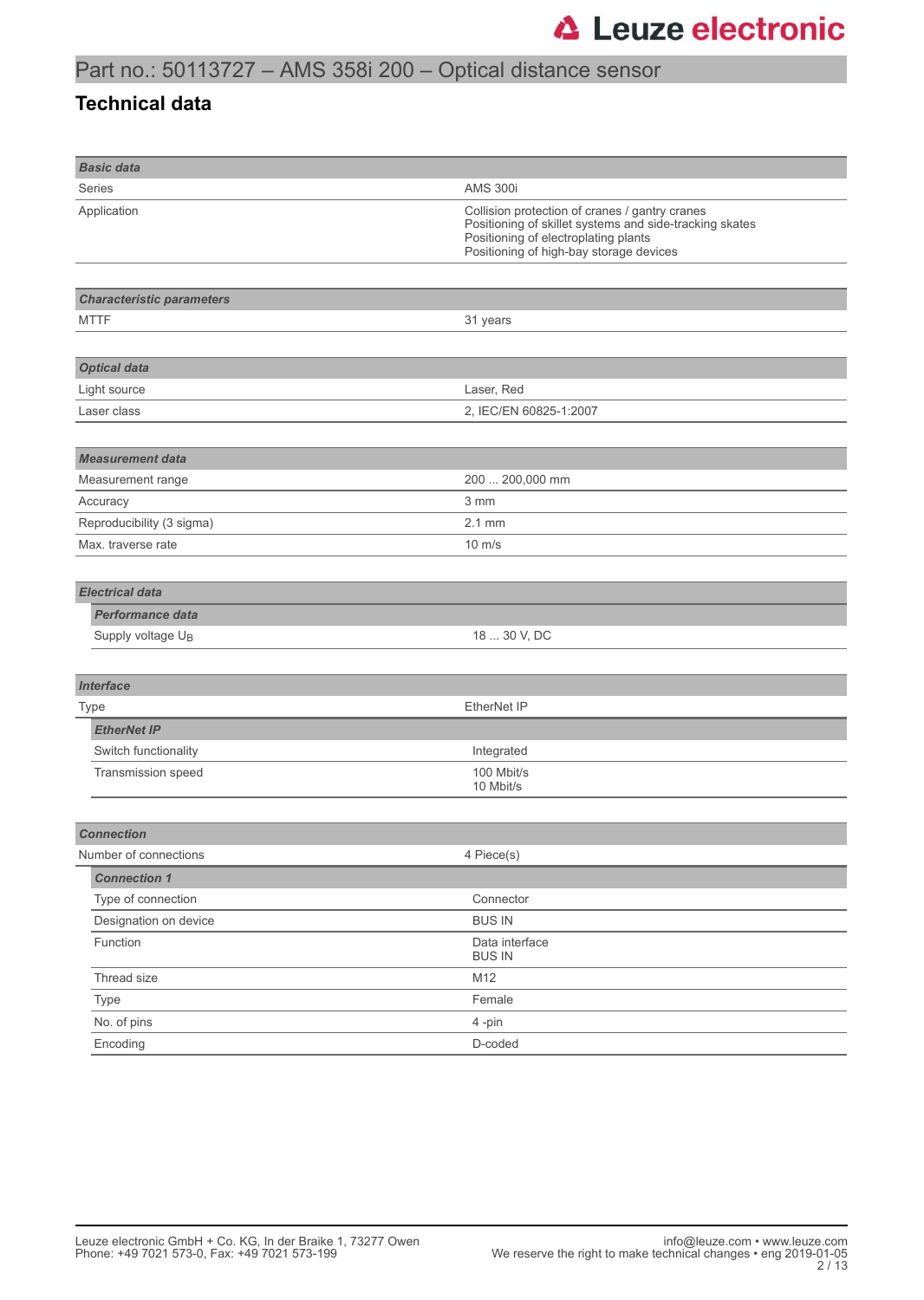# Part no.: 50113727 – AMS 358i 200 – Optical distance sensor

## Technical data

| | |
|---|---|
| ***Basic data*** | |
| Series | AMS 300i |
| Application | Collision protection of cranes / gantry cranes<br>Positioning of skillet systems and side-tracking skates<br>Positioning of electroplating plants<br>Positioning of high-bay storage devices |

| | |
|---|---|
| ***Characteristic parameters*** | |
| MTTF | 31 years |

| | |
|---|---|
| ***Optical data*** | |
| Light source | Laser, Red |
| Laser class | 2, IEC/EN 60825-1:2007 |

| | |
|---|---|
| ***Measurement data*** | |
| Measurement range | 200 ... 200,000 mm |
| Accuracy | 3 mm |
| Reproducibility (3 sigma) | 2.1 mm |
| Max. traverse rate | 10 m/s |

| | |
|---|---|
| ***Electrical data*** | |
| ***Performance data*** | |
| Supply voltage $U_B$ | 18 ... 30 V, DC |

| | |
|---|---|
| ***Interface*** | |
| Type | EtherNet IP |
| ***EtherNet IP*** | |
| Switch functionality | Integrated |
| Transmission speed | 100 Mbit/s<br>10 Mbit/s |

| | |
|---|---|
| ***Connection*** | |
| Number of connections | 4 Piece(s) |
| ***Connection 1*** | |
| Type of connection | Connector |
| Designation on device | BUS IN |
| Function | Data interface<br>BUS IN |
| Thread size | M12 |
| Type | Female |
| No. of pins | 4 -pin |
| Encoding | D-coded |

Leuze electronic GmbH + Co. KG, In der Braike 1, 73277 Owen
Phone: +49 7021 573-0, Fax: +49 7021 573-199

info@leuze.com • www.leuze.com
We reserve the right to make technical changes • eng 2019-01-05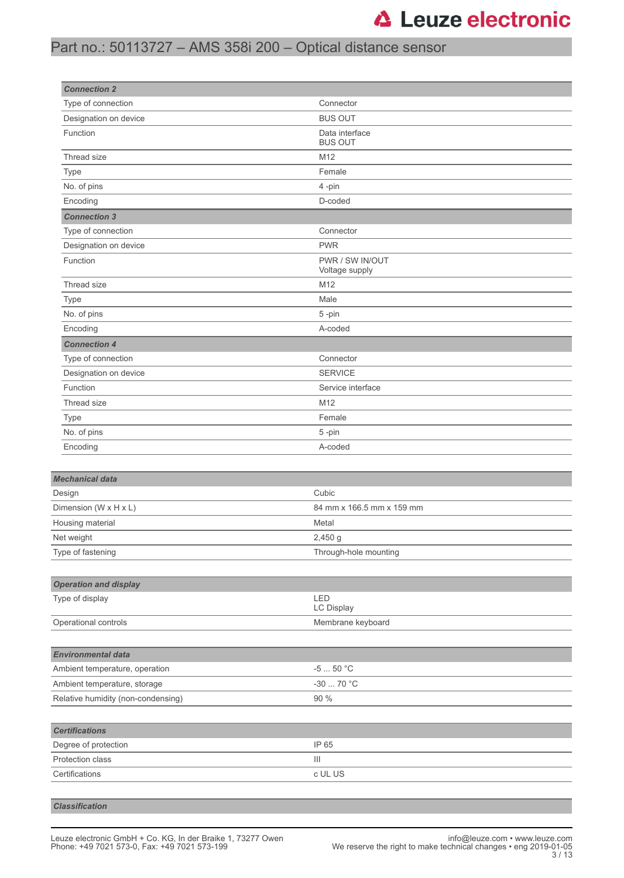| Connection 2 | |
|---|---|
| Type of connection | Connector |
| Designation on device | BUS OUT |
| Function | Data interface<br>BUS OUT |
| Thread size | M12 |
| Type | Female |
| No. of pins | 4 -pin |
| Encoding | D-coded |

| Connection 3 | |
|---|---|
| Type of connection | Connector |
| Designation on device | PWR |
| Function | PWR / SW IN/OUT<br>Voltage supply |
| Thread size | M12 |
| Type | Male |
| No. of pins | 5 -pin |
| Encoding | A-coded |

| Connection 4 | |
|---|---|
| Type of connection | Connector |
| Designation on device | SERVICE |
| Function | Service interface |
| Thread size | M12 |
| Type | Female |
| No. of pins | 5 -pin |
| Encoding | A-coded |

| Mechanical data | |
|---|---|
| Design | Cubic |
| Dimension (W x H x L) | 84 mm x 166.5 mm x 159 mm |
| Housing material | Metal |
| Net weight | 2,450 g |
| Type of fastening | Through-hole mounting |

| Operation and display | |
|---|---|
| Type of display | LED<br>LC Display |
| Operational controls | Membrane keyboard |

| Environmental data | |
|---|---|
| Ambient temperature, operation | -5 ... 50 °C |
| Ambient temperature, storage | -30 ... 70 °C |
| Relative humidity (non-condensing) | 90 % |

| Certifications | |
|---|---|
| Degree of protection | IP 65 |
| Protection class | III |
| Certifications | c UL US |

| Classification | |
|---|---|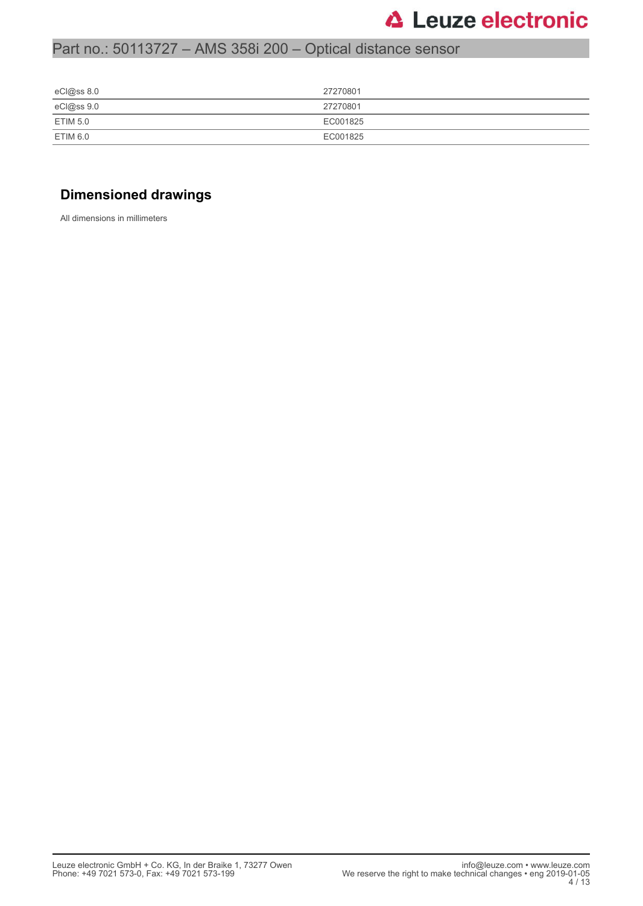| | |
|---|---|
| eCl@ss 8.0 | 27270801 |
| eCl@ss 9.0 | 27270801 |
| ETIM 5.0 | EC001825 |
| ETIM 6.0 | EC001825 |

## Dimensioned drawings

All dimensions in millimeters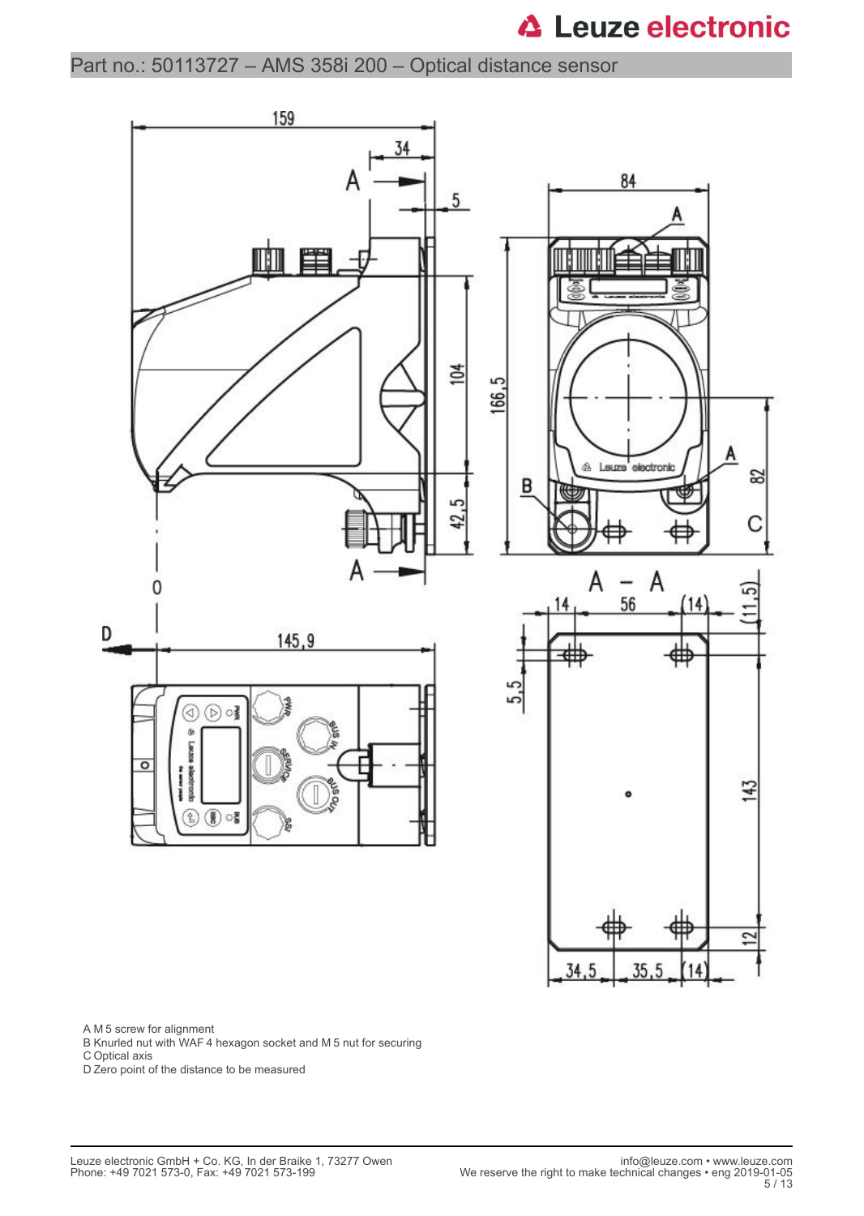## Part no.: 50113727 – AMS 358i 200 – Optical distance sensor

159

34

5

84

A

104

166,5

A

B

42,5

82

C

A

A

A – A

0

14

56

(14)

(11,5)

D

145,9

5,5

PWR

BUS IN

SERVICE

BUS OUT

SSI

143

12

34,5

35,5

(14)

A M 5 screw for alignment
B Knurled nut with WAF 4 hexagon socket and M 5 nut for securing
C Optical axis
D Zero point of the distance to be measured

Leuze electronic GmbH + Co. KG, In der Braike 1, 73277 Owen
Phone: +49 7021 573-0, Fax: +49 7021 573-199

info@leuze.com • www.leuze.com
We reserve the right to make technical changes • eng 2019-01-05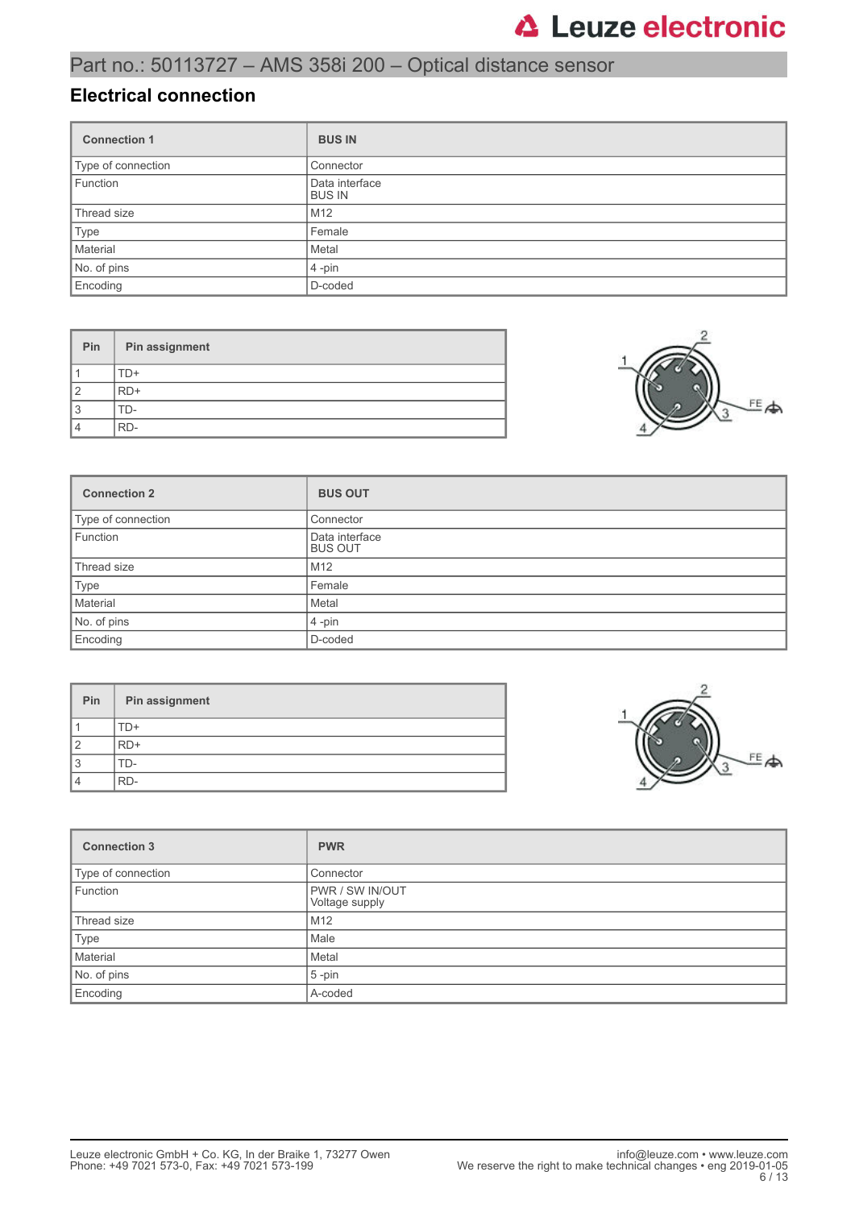Part no.: 50113727 – AMS 358i 200 – Optical distance sensor

## Electrical connection

| Connection 1 | BUS IN |
|---|---|
| Type of connection | Connector |
| Function | Data interface<br>BUS IN |
| Thread size | M12 |
| Type | Female |
| Material | Metal |
| No. of pins | 4 -pin |
| Encoding | D-coded |

| Pin | Pin assignment |
|---|---|
| 1 | TD+ |
| 2 | RD+ |
| 3 | TD- |
| 4 | RD- |

2
1
3
4
FE

| Connection 2 | BUS OUT |
|---|---|
| Type of connection | Connector |
| Function | Data interface<br>BUS OUT |
| Thread size | M12 |
| Type | Female |
| Material | Metal |
| No. of pins | 4 -pin |
| Encoding | D-coded |

| Pin | Pin assignment |
|---|---|
| 1 | TD+ |
| 2 | RD+ |
| 3 | TD- |
| 4 | RD- |

2
1
3
4
FE

| Connection 3 | PWR |
|---|---|
| Type of connection | Connector |
| Function | PWR / SW IN/OUT<br>Voltage supply |
| Thread size | M12 |
| Type | Male |
| Material | Metal |
| No. of pins | 5 -pin |
| Encoding | A-coded |

Leuze electronic GmbH + Co. KG, In der Braike 1, 73277 Owen
Phone: +49 7021 573-0, Fax: +49 7021 573-199

info@leuze.com • www.leuze.com
We reserve the right to make technical changes • eng 2019-01-05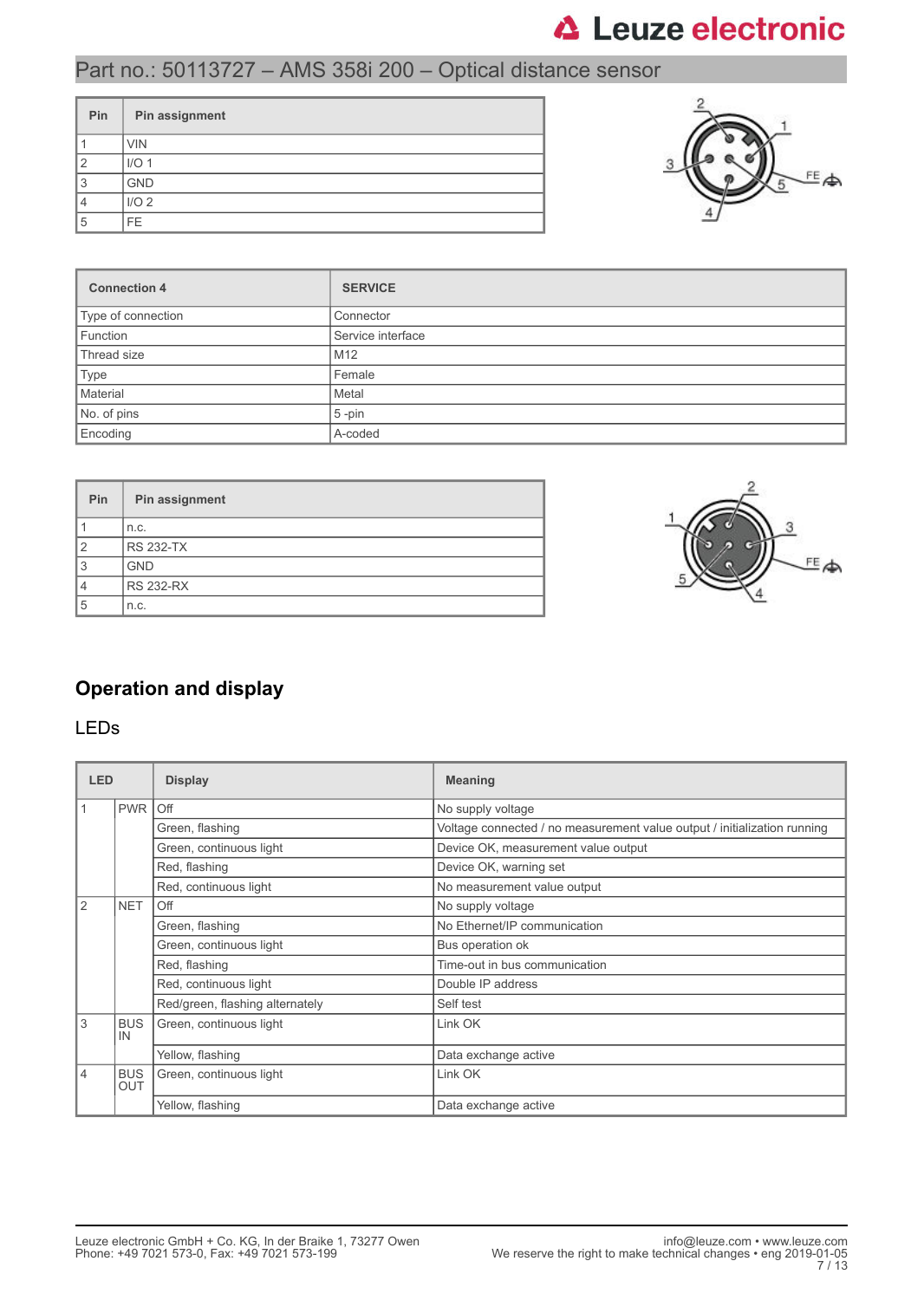Part no.: 50113727 – AMS 358i 200 – Optical distance sensor

| Pin | Pin assignment |
|---|---|
| 1 | VIN |
| 2 | I/O 1 |
| 3 | GND |
| 4 | I/O 2 |
| 5 | FE |

2
1
3
5
FE
4

| Connection 4 | SERVICE |
|---|---|
| Type of connection | Connector |
| Function | Service interface |
| Thread size | M12 |
| Type | Female |
| Material | Metal |
| No. of pins | 5 -pin |
| Encoding | A-coded |

| Pin | Pin assignment |
|---|---|
| 1 | n.c. |
| 2 | RS 232-TX |
| 3 | GND |
| 4 | RS 232-RX |
| 5 | n.c. |

2
1
3
FE
5
4

## Operation and display

### LEDs

| LED | | Display | Meaning |
|---|---|---|---|
| 1 | PWR | Off | No supply voltage |
| | | Green, flashing | Voltage connected / no measurement value output / initialization running |
| | | Green, continuous light | Device OK, measurement value output |
| | | Red, flashing | Device OK, warning set |
| | | Red, continuous light | No measurement value output |
| 2 | NET | Off | No supply voltage |
| | | Green, flashing | No Ethernet/IP communication |
| | | Green, continuous light | Bus operation ok |
| | | Red, flashing | Time-out in bus communication |
| | | Red, continuous light | Double IP address |
| | | Red/green, flashing alternately | Self test |
| 3 | BUS IN | Green, continuous light | Link OK |
| | | Yellow, flashing | Data exchange active |
| 4 | BUS OUT | Green, continuous light | Link OK |
| | | Yellow, flashing | Data exchange active |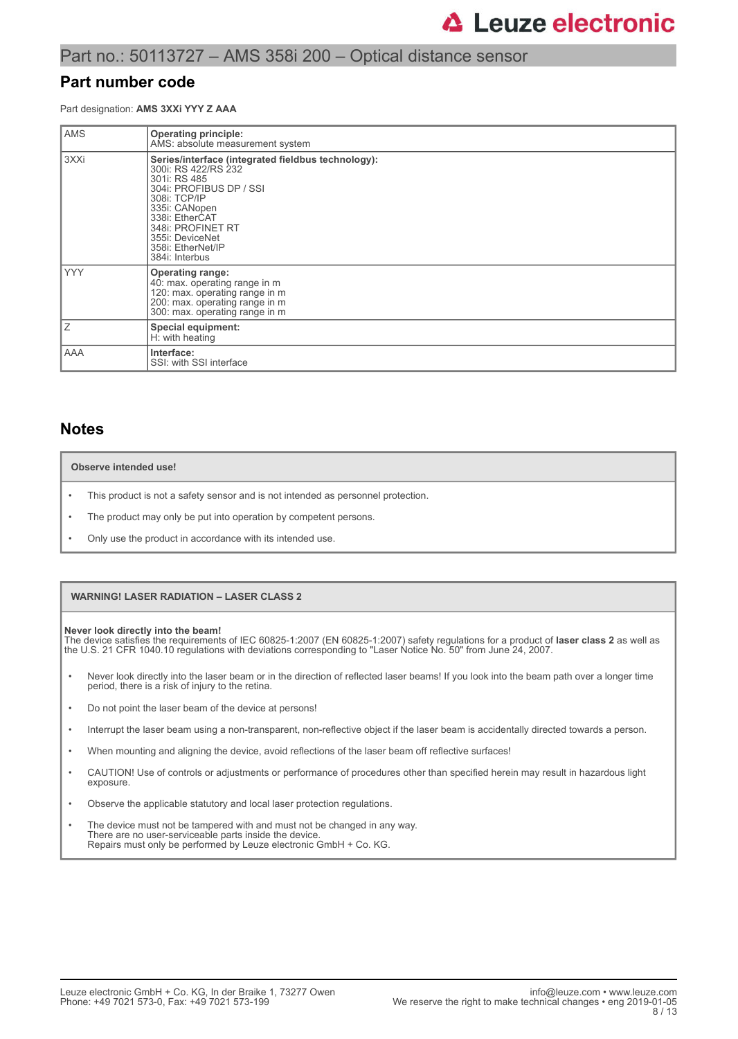# Part no.: 50113727 – AMS 358i 200 – Optical distance sensor

## Part number code

Part designation: **AMS 3XXi YYY Z AAA**

| | |
|---|---|
| AMS | **Operating principle:**<br>AMS: absolute measurement system |
| 3XXi | **Series/interface (integrated fieldbus technology):**<br>300i: RS 422/RS 232<br>301i: RS 485<br>304i: PROFIBUS DP / SSI<br>308i: TCP/IP<br>335i: CANopen<br>338i: EtherCAT<br>348i: PROFINET RT<br>355i: DeviceNet<br>358i: EtherNet/IP<br>384i: Interbus |
| YYY | **Operating range:**<br>40: max. operating range in m<br>120: max. operating range in m<br>200: max. operating range in m<br>300: max. operating range in m |
| Z | **Special equipment:**<br>H: with heating |
| AAA | **Interface:**<br>SSI: with SSI interface |

## Notes

**Observe intended use!**

- This product is not a safety sensor and is not intended as personnel protection.
- The product may only be put into operation by competent persons.
- Only use the product in accordance with its intended use.

**WARNING! LASER RADIATION – LASER CLASS 2**

**Never look directly into the beam!**
The device satisfies the requirements of IEC 60825-1:2007 (EN 60825-1:2007) safety regulations for a product of **laser class 2** as well as the U.S. 21 CFR 1040.10 regulations with deviations corresponding to "Laser Notice No. 50" from June 24, 2007.

- Never look directly into the laser beam or in the direction of reflected laser beams! If you look into the beam path over a longer time period, there is a risk of injury to the retina.
- Do not point the laser beam of the device at persons!
- Interrupt the laser beam using a non-transparent, non-reflective object if the laser beam is accidentally directed towards a person.
- When mounting and aligning the device, avoid reflections of the laser beam off reflective surfaces!
- CAUTION! Use of controls or adjustments or performance of procedures other than specified herein may result in hazardous light exposure.
- Observe the applicable statutory and local laser protection regulations.
- The device must not be tampered with and must not be changed in any way.
  There are no user-serviceable parts inside the device.
  Repairs must only be performed by Leuze electronic GmbH + Co. KG.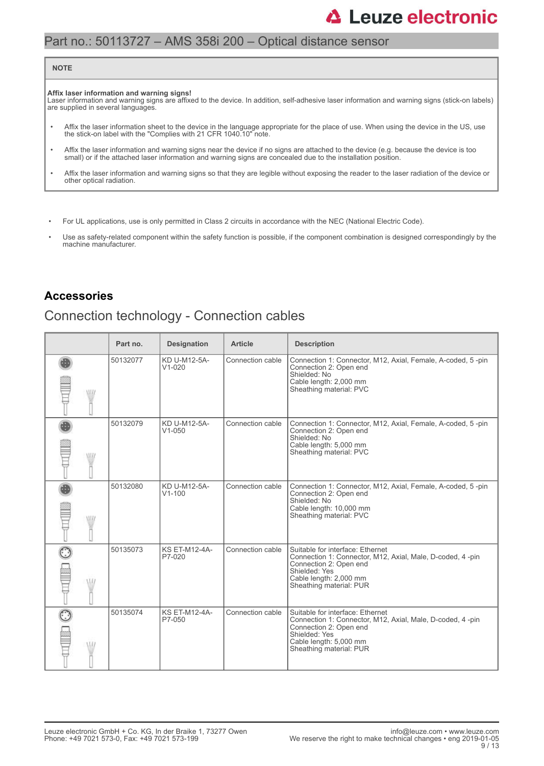**NOTE**

**Affix laser information and warning signs!**
Laser information and warning signs are affixed to the device. In addition, self-adhesive laser information and warning signs (stick-on labels) are supplied in several languages.

- Affix the laser information sheet to the device in the language appropriate for the place of use. When using the device in the US, use the stick-on label with the "Complies with 21 CFR 1040.10" note.
- Affix the laser information and warning signs near the device if no signs are attached to the device (e.g. because the device is too small) or if the attached laser information and warning signs are concealed due to the installation position.
- Affix the laser information and warning signs so that they are legible without exposing the reader to the laser radiation of the device or other optical radiation.

- For UL applications, use is only permitted in Class 2 circuits in accordance with the NEC (National Electric Code).
- Use as safety-related component within the safety function is possible, if the component combination is designed correspondingly by the machine manufacturer.

## Accessories

### Connection technology - Connection cables

| | Part no. | Designation | Article | Description |
|---|---|---|---|---|
| | 50132077 | KD U-M12-5A-V1-020 | Connection cable | Connection 1: Connector, M12, Axial, Female, A-coded, 5 -pin<br>Connection 2: Open end<br>Shielded: No<br>Cable length: 2,000 mm<br>Sheathing material: PVC |
| | 50132079 | KD U-M12-5A-V1-050 | Connection cable | Connection 1: Connector, M12, Axial, Female, A-coded, 5 -pin<br>Connection 2: Open end<br>Shielded: No<br>Cable length: 5,000 mm<br>Sheathing material: PVC |
| | 50132080 | KD U-M12-5A-V1-100 | Connection cable | Connection 1: Connector, M12, Axial, Female, A-coded, 5 -pin<br>Connection 2: Open end<br>Shielded: No<br>Cable length: 10,000 mm<br>Sheathing material: PVC |
| | 50135073 | KS ET-M12-4A-P7-020 | Connection cable | Suitable for interface: Ethernet<br>Connection 1: Connector, M12, Axial, Male, D-coded, 4 -pin<br>Connection 2: Open end<br>Shielded: Yes<br>Cable length: 2,000 mm<br>Sheathing material: PUR |
| | 50135074 | KS ET-M12-4A-P7-050 | Connection cable | Suitable for interface: Ethernet<br>Connection 1: Connector, M12, Axial, Male, D-coded, 4 -pin<br>Connection 2: Open end<br>Shielded: Yes<br>Cable length: 5,000 mm<br>Sheathing material: PUR |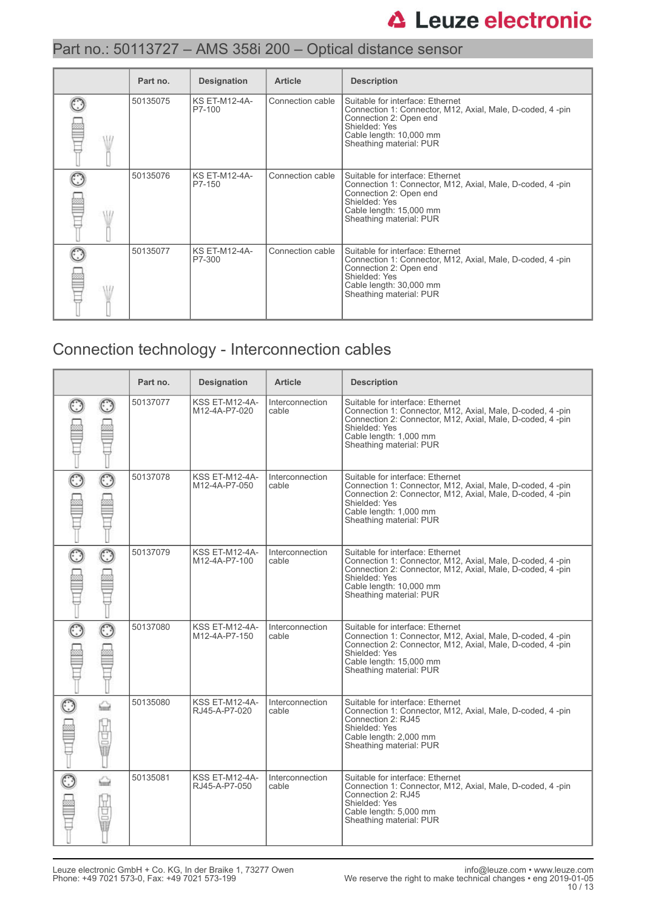## Part no.: 50113727 – AMS 358i 200 – Optical distance sensor

| | Part no. | Designation | Article | Description |
|---|---|---|---|---|
| | 50135075 | KS ET-M12-4A-P7-100 | Connection cable | Suitable for interface: Ethernet<br>Connection 1: Connector, M12, Axial, Male, D-coded, 4 -pin<br>Connection 2: Open end<br>Shielded: Yes<br>Cable length: 10,000 mm<br>Sheathing material: PUR |
| | 50135076 | KS ET-M12-4A-P7-150 | Connection cable | Suitable for interface: Ethernet<br>Connection 1: Connector, M12, Axial, Male, D-coded, 4 -pin<br>Connection 2: Open end<br>Shielded: Yes<br>Cable length: 15,000 mm<br>Sheathing material: PUR |
| | 50135077 | KS ET-M12-4A-P7-300 | Connection cable | Suitable for interface: Ethernet<br>Connection 1: Connector, M12, Axial, Male, D-coded, 4 -pin<br>Connection 2: Open end<br>Shielded: Yes<br>Cable length: 30,000 mm<br>Sheathing material: PUR |

## Connection technology - Interconnection cables

| | Part no. | Designation | Article | Description |
|---|---|---|---|---|
| | 50137077 | KSS ET-M12-4A-M12-4A-P7-020 | Interconnection cable | Suitable for interface: Ethernet<br>Connection 1: Connector, M12, Axial, Male, D-coded, 4 -pin<br>Connection 2: Connector, M12, Axial, Male, D-coded, 4 -pin<br>Shielded: Yes<br>Cable length: 1,000 mm<br>Sheathing material: PUR |
| | 50137078 | KSS ET-M12-4A-M12-4A-P7-050 | Interconnection cable | Suitable for interface: Ethernet<br>Connection 1: Connector, M12, Axial, Male, D-coded, 4 -pin<br>Connection 2: Connector, M12, Axial, Male, D-coded, 4 -pin<br>Shielded: Yes<br>Cable length: 1,000 mm<br>Sheathing material: PUR |
| | 50137079 | KSS ET-M12-4A-M12-4A-P7-100 | Interconnection cable | Suitable for interface: Ethernet<br>Connection 1: Connector, M12, Axial, Male, D-coded, 4 -pin<br>Connection 2: Connector, M12, Axial, Male, D-coded, 4 -pin<br>Shielded: Yes<br>Cable length: 10,000 mm<br>Sheathing material: PUR |
| | 50137080 | KSS ET-M12-4A-M12-4A-P7-150 | Interconnection cable | Suitable for interface: Ethernet<br>Connection 1: Connector, M12, Axial, Male, D-coded, 4 -pin<br>Connection 2: Connector, M12, Axial, Male, D-coded, 4 -pin<br>Shielded: Yes<br>Cable length: 15,000 mm<br>Sheathing material: PUR |
| | 50135080 | KSS ET-M12-4A-RJ45-A-P7-020 | Interconnection cable | Suitable for interface: Ethernet<br>Connection 1: Connector, M12, Axial, Male, D-coded, 4 -pin<br>Connection 2: RJ45<br>Shielded: Yes<br>Cable length: 2,000 mm<br>Sheathing material: PUR |
| | 50135081 | KSS ET-M12-4A-RJ45-A-P7-050 | Interconnection cable | Suitable for interface: Ethernet<br>Connection 1: Connector, M12, Axial, Male, D-coded, 4 -pin<br>Connection 2: RJ45<br>Shielded: Yes<br>Cable length: 5,000 mm<br>Sheathing material: PUR |

Leuze electronic GmbH + Co. KG, In der Braike 1, 73277 Owen
Phone: +49 7021 573-0, Fax: +49 7021 573-199

info@leuze.com • www.leuze.com
We reserve the right to make technical changes • eng 2019-01-05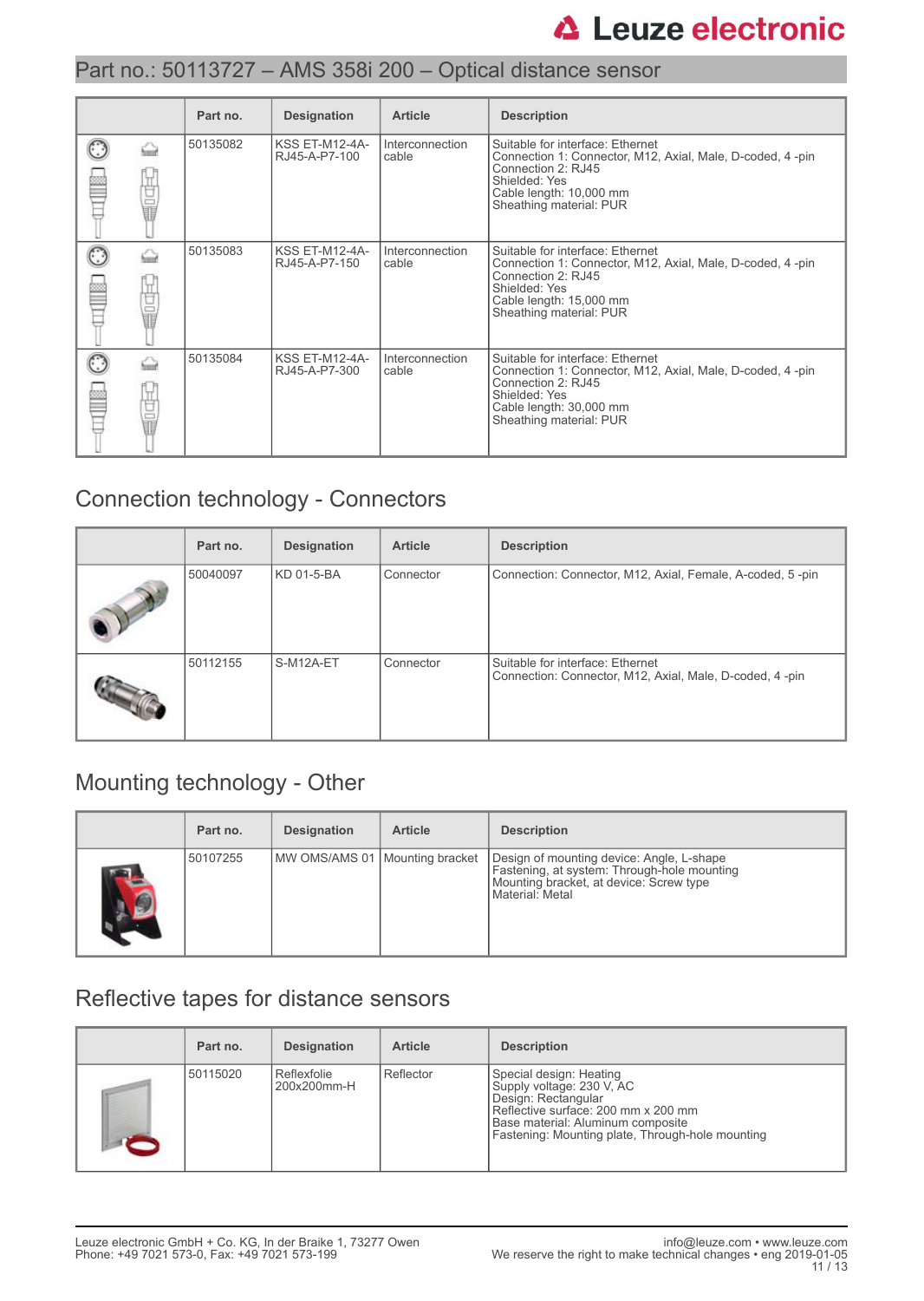## Part no.: 50113727 – AMS 358i 200 – Optical distance sensor

| | Part no. | Designation | Article | Description |
|---|---|---|---|---|
| | 50135082 | KSS ET-M12-4A-RJ45-A-P7-100 | Interconnection cable | Suitable for interface: Ethernet<br>Connection 1: Connector, M12, Axial, Male, D-coded, 4 -pin<br>Connection 2: RJ45<br>Shielded: Yes<br>Cable length: 10,000 mm<br>Sheathing material: PUR |
| | 50135083 | KSS ET-M12-4A-RJ45-A-P7-150 | Interconnection cable | Suitable for interface: Ethernet<br>Connection 1: Connector, M12, Axial, Male, D-coded, 4 -pin<br>Connection 2: RJ45<br>Shielded: Yes<br>Cable length: 15,000 mm<br>Sheathing material: PUR |
| | 50135084 | KSS ET-M12-4A-RJ45-A-P7-300 | Interconnection cable | Suitable for interface: Ethernet<br>Connection 1: Connector, M12, Axial, Male, D-coded, 4 -pin<br>Connection 2: RJ45<br>Shielded: Yes<br>Cable length: 30,000 mm<br>Sheathing material: PUR |

## Connection technology - Connectors

| | Part no. | Designation | Article | Description |
|---|---|---|---|---|
| | 50040097 | KD 01-5-BA | Connector | Connection: Connector, M12, Axial, Female, A-coded, 5 -pin |
| | 50112155 | S-M12A-ET | Connector | Suitable for interface: Ethernet<br>Connection: Connector, M12, Axial, Male, D-coded, 4 -pin |

## Mounting technology - Other

| | Part no. | Designation | Article | Description |
|---|---|---|---|---|
| | 50107255 | MW OMS/AMS 01 | Mounting bracket | Design of mounting device: Angle, L-shape<br>Fastening, at system: Through-hole mounting<br>Mounting bracket, at device: Screw type<br>Material: Metal |

## Reflective tapes for distance sensors

| | Part no. | Designation | Article | Description |
|---|---|---|---|---|
| | 50115020 | Reflexfolie 200x200mm-H | Reflector | Special design: Heating<br>Supply voltage: 230 V, AC<br>Design: Rectangular<br>Reflective surface: 200 mm x 200 mm<br>Base material: Aluminum composite<br>Fastening: Mounting plate, Through-hole mounting |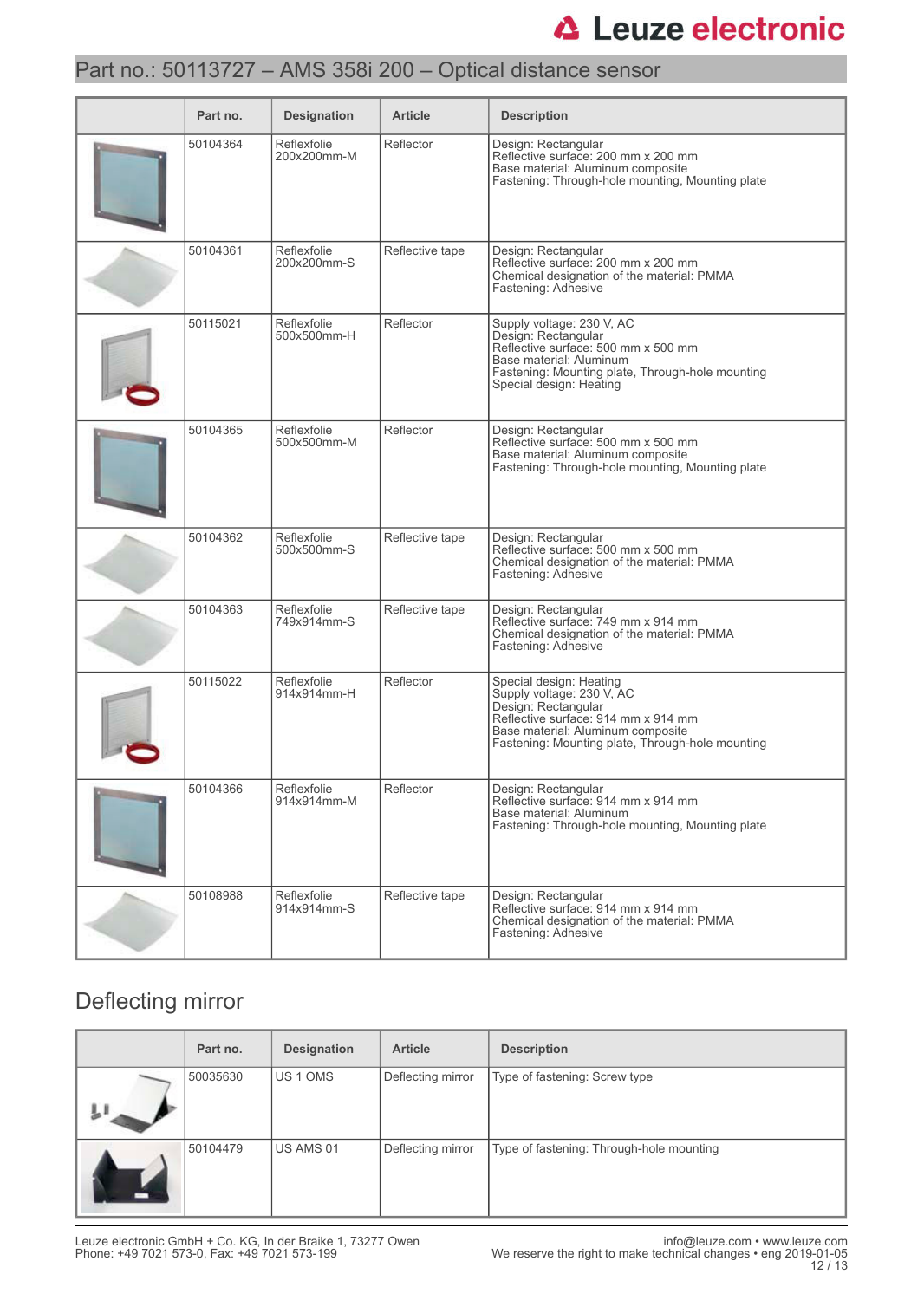## Part no.: 50113727 – AMS 358i 200 – Optical distance sensor

| | Part no. | Designation | Article | Description |
|---|---|---|---|---|
| | 50104364 | Reflexfolie 200x200mm-M | Reflector | Design: Rectangular<br>Reflective surface: 200 mm x 200 mm<br>Base material: Aluminum composite<br>Fastening: Through-hole mounting, Mounting plate |
| | 50104361 | Reflexfolie 200x200mm-S | Reflective tape | Design: Rectangular<br>Reflective surface: 200 mm x 200 mm<br>Chemical designation of the material: PMMA<br>Fastening: Adhesive |
| | 50115021 | Reflexfolie 500x500mm-H | Reflector | Supply voltage: 230 V, AC<br>Design: Rectangular<br>Reflective surface: 500 mm x 500 mm<br>Base material: Aluminum<br>Fastening: Mounting plate, Through-hole mounting<br>Special design: Heating |
| | 50104365 | Reflexfolie 500x500mm-M | Reflector | Design: Rectangular<br>Reflective surface: 500 mm x 500 mm<br>Base material: Aluminum composite<br>Fastening: Through-hole mounting, Mounting plate |
| | 50104362 | Reflexfolie 500x500mm-S | Reflective tape | Design: Rectangular<br>Reflective surface: 500 mm x 500 mm<br>Chemical designation of the material: PMMA<br>Fastening: Adhesive |
| | 50104363 | Reflexfolie 749x914mm-S | Reflective tape | Design: Rectangular<br>Reflective surface: 749 mm x 914 mm<br>Chemical designation of the material: PMMA<br>Fastening: Adhesive |
| | 50115022 | Reflexfolie 914x914mm-H | Reflector | Special design: Heating<br>Supply voltage: 230 V, AC<br>Design: Rectangular<br>Reflective surface: 914 mm x 914 mm<br>Base material: Aluminum composite<br>Fastening: Mounting plate, Through-hole mounting |
| | 50104366 | Reflexfolie 914x914mm-M | Reflector | Design: Rectangular<br>Reflective surface: 914 mm x 914 mm<br>Base material: Aluminum<br>Fastening: Through-hole mounting, Mounting plate |
| | 50108988 | Reflexfolie 914x914mm-S | Reflective tape | Design: Rectangular<br>Reflective surface: 914 mm x 914 mm<br>Chemical designation of the material: PMMA<br>Fastening: Adhesive |

## Deflecting mirror

| | Part no. | Designation | Article | Description |
|---|---|---|---|---|
| | 50035630 | US 1 OMS | Deflecting mirror | Type of fastening: Screw type |
| | 50104479 | US AMS 01 | Deflecting mirror | Type of fastening: Through-hole mounting |

Leuze electronic GmbH + Co. KG, In der Braike 1, 73277 Owen
Phone: +49 7021 573-0, Fax: +49 7021 573-199

info@leuze.com • www.leuze.com
We reserve the right to make technical changes • eng 2019-01-05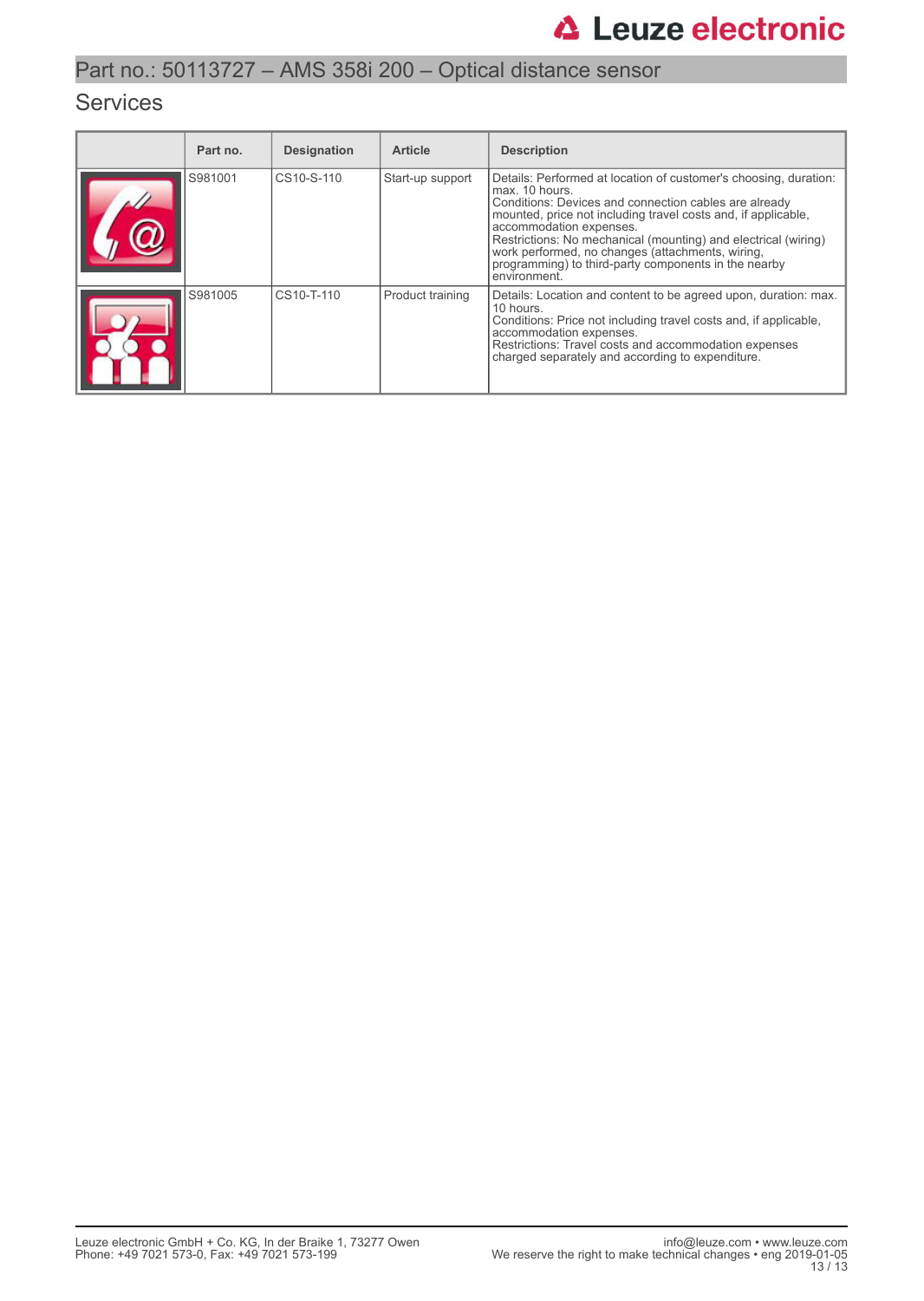## Part no.: 50113727 – AMS 358i 200 – Optical distance sensor

## Services

| | Part no. | Designation | Article | Description |
|---|---|---|---|---|
| | S981001 | CS10-S-110 | Start-up support | Details: Performed at location of customer's choosing, duration: max. 10 hours.<br>Conditions: Devices and connection cables are already mounted, price not including travel costs and, if applicable, accommodation expenses.<br>Restrictions: No mechanical (mounting) and electrical (wiring) work performed, no changes (attachments, wiring, programming) to third-party components in the nearby environment. |
| | S981005 | CS10-T-110 | Product training | Details: Location and content to be agreed upon, duration: max. 10 hours.<br>Conditions: Price not including travel costs and, if applicable, accommodation expenses.<br>Restrictions: Travel costs and accommodation expenses charged separately and according to expenditure. |